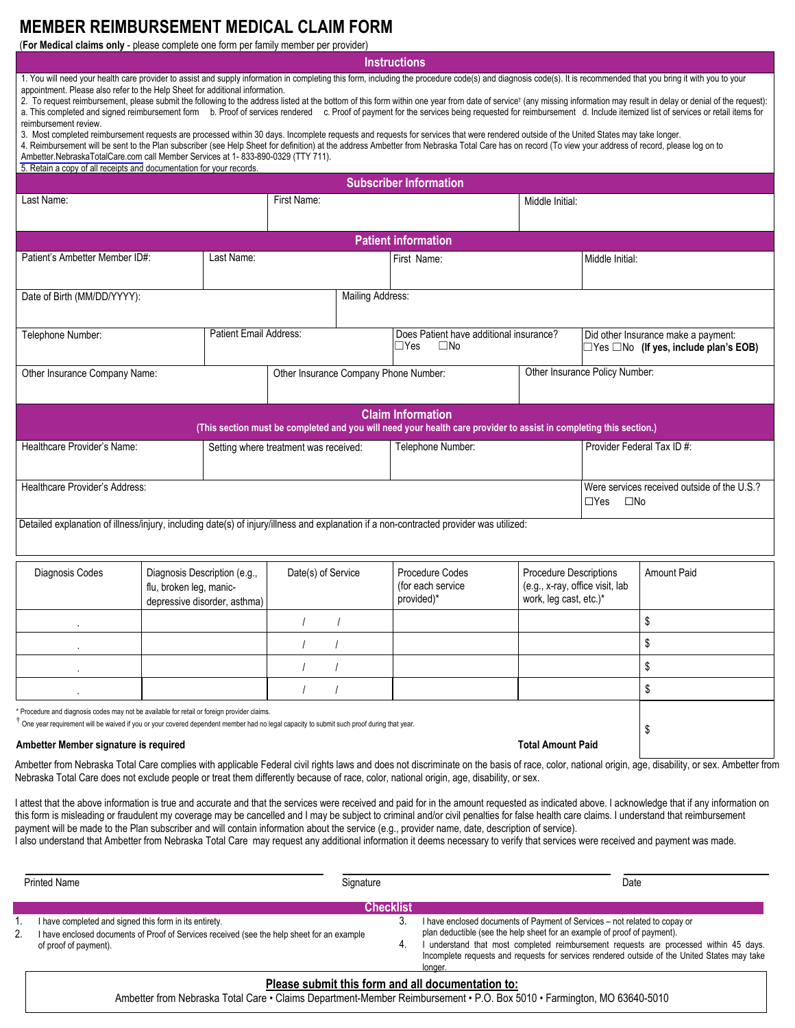# MEMBER REIMBURSEMENT MEDICAL CLAIM FORM

(**For Medical claims only** - please complete one form per family member per provider)

## Instructions

1. You will need your health care provider to assist and supply information in completing this form, including the procedure code(s) and diagnosis code(s). It is recommended that you bring it with you to your appointment. Please also refer to the Help Sheet for additional information.
2. To request reimbursement, please submit the following to the address listed at the bottom of this form within one year from date of service† (any missing information may result in delay or denial of the request): a. This completed and signed reimbursement form b. Proof of services rendered c. Proof of payment for the services being requested for reimbursement d. Include itemized list of services or retail items for reimbursement review.
3. Most completed reimbursement requests are processed within 30 days. Incomplete requests and requests for services that were rendered outside of the United States may take longer.
4. Reimbursement will be sent to the Plan subscriber (see Help Sheet for definition) at the address Ambetter from Nebraska Total Care has on record (To view your address of record, please log on to Ambetter.NebraskaTotalCare.com call Member Services at 1- 833-890-0329 (TTY 711).
5. Retain a copy of all receipts and documentation for your records.

## Subscriber Information

| Last Name: | First Name: | Middle Initial: |
|---|---|---|
| | | |

## Patient information

| Patient's Ambetter Member ID#: | Last Name: | First Name: | Middle Initial: |
|---|---|---|---|
| Date of Birth (MM/DD/YYYY): | Mailing Address: | | |
| Telephone Number: | Patient Email Address: | Does Patient have additional insurance? ☐Yes ☐No | Did other Insurance make a payment: ☐Yes ☐No **(If yes, include plan's EOB)** |
| Other Insurance Company Name: | Other Insurance Company Phone Number: | Other Insurance Policy Number: | |

## Claim Information

**(This section must be completed and you will need your health care provider to assist in completing this section.)**

| Healthcare Provider's Name: | Setting where treatment was received: | Telephone Number: | Provider Federal Tax ID #: |
|---|---|---|---|
| Healthcare Provider's Address: | | | Were services received outside of the U.S.? ☐Yes ☐No |

Detailed explanation of illness/injury, including date(s) of injury/illness and explanation if a non-contracted provider was utilized:

| Diagnosis Codes | Diagnosis Description (e.g., flu, broken leg, manic-depressive disorder, asthma) | Date(s) of Service | Procedure Codes (for each service provided)* | Procedure Descriptions (e.g., x-ray, office visit, lab work, leg cast, etc.)* | Amount Paid |
|---|---|---|---|---|---|
| . | | / / | | | $ |
| . | | / / | | | $ |
| . | | / / | | | $ |
| . | | / / | | | $ |
| | | | | **Total Amount Paid** | $ |

\* Procedure and diagnosis codes may not be available for retail or foreign provider claims.

† One year requirement will be waived if you or your covered dependent member had no legal capacity to submit such proof during that year.

**Ambetter Member signature is required**

Ambetter from Nebraska Total Care complies with applicable Federal civil rights laws and does not discriminate on the basis of race, color, national origin, age, disability, or sex. Ambetter from Nebraska Total Care does not exclude people or treat them differently because of race, color, national origin, age, disability, or sex.

I attest that the above information is true and accurate and that the services were received and paid for in the amount requested as indicated above. I acknowledge that if any information on this form is misleading or fraudulent my coverage may be cancelled and I may be subject to criminal and/or civil penalties for false health care claims. I understand that reimbursement payment will be made to the Plan subscriber and will contain information about the service (e.g., provider name, date, description of service).
I also understand that Ambetter from Nebraska Total Care may request any additional information it deems necessary to verify that services were received and payment was made.

Printed Name ______________________ Signature ______________________ Date ______________

## Checklist

1. I have completed and signed this form in its entirety.
2. I have enclosed documents of Proof of Services received (see the help sheet for an example of proof of payment).
3. I have enclosed documents of Payment of Services – not related to copay or plan deductible (see the help sheet for an example of proof of payment).
4. I understand that most completed reimbursement requests are processed within 45 days. Incomplete requests and requests for services rendered outside of the United States may take longer.

**Please submit this form and all documentation to:**

Ambetter from Nebraska Total Care • Claims Department-Member Reimbursement • P.O. Box 5010 • Farmington, MO 63640-5010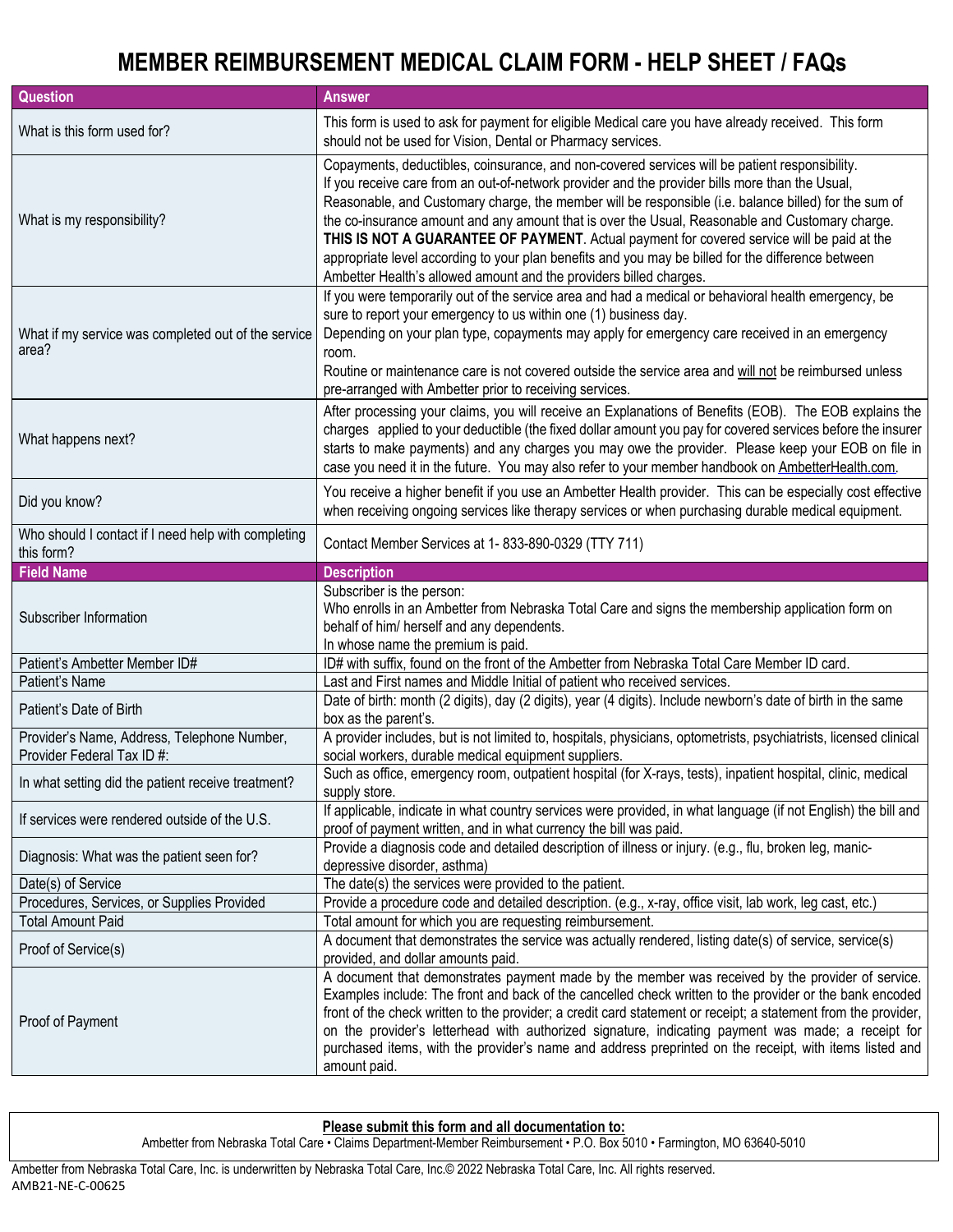# MEMBER REIMBURSEMENT MEDICAL CLAIM FORM - HELP SHEET / FAQs

| Question | Answer |
| --- | --- |
| What is this form used for? | This form is used to ask for payment for eligible Medical care you have already received. This form should not be used for Vision, Dental or Pharmacy services. |
| What is my responsibility? | Copayments, deductibles, coinsurance, and non-covered services will be patient responsibility. If you receive care from an out-of-network provider and the provider bills more than the Usual, Reasonable, and Customary charge, the member will be responsible (i.e. balance billed) for the sum of the co-insurance amount and any amount that is over the Usual, Reasonable and Customary charge. **THIS IS NOT A GUARANTEE OF PAYMENT**. Actual payment for covered service will be paid at the appropriate level according to your plan benefits and you may be billed for the difference between Ambetter Health's allowed amount and the providers billed charges. |
| What if my service was completed out of the service area? | If you were temporarily out of the service area and had a medical or behavioral health emergency, be sure to report your emergency to us within one (1) business day. Depending on your plan type, copayments may apply for emergency care received in an emergency room. Routine or maintenance care is not covered outside the service area and will not be reimbursed unless pre-arranged with Ambetter prior to receiving services. |
| What happens next? | After processing your claims, you will receive an Explanations of Benefits (EOB). The EOB explains the charges applied to your deductible (the fixed dollar amount you pay for covered services before the insurer starts to make payments) and any charges you may owe the provider. Please keep your EOB on file in case you need it in the future. You may also refer to your member handbook on AmbetterHealth.com. |
| Did you know? | You receive a higher benefit if you use an Ambetter Health provider. This can be especially cost effective when receiving ongoing services like therapy services or when purchasing durable medical equipment. |
| Who should I contact if I need help with completing this form? | Contact Member Services at 1- 833-890-0329 (TTY 711) |
| **Field Name** | **Description** |
| Subscriber Information | Subscriber is the person: Who enrolls in an Ambetter from Nebraska Total Care and signs the membership application form on behalf of him/ herself and any dependents. In whose name the premium is paid. |
| Patient's Ambetter Member ID# | ID# with suffix, found on the front of the Ambetter from Nebraska Total Care Member ID card. |
| Patient's Name | Last and First names and Middle Initial of patient who received services. |
| Patient's Date of Birth | Date of birth: month (2 digits), day (2 digits), year (4 digits). Include newborn's date of birth in the same box as the parent's. |
| Provider's Name, Address, Telephone Number, Provider Federal Tax ID #: | A provider includes, but is not limited to, hospitals, physicians, optometrists, psychiatrists, licensed clinical social workers, durable medical equipment suppliers. |
| In what setting did the patient receive treatment? | Such as office, emergency room, outpatient hospital (for X-rays, tests), inpatient hospital, clinic, medical supply store. |
| If services were rendered outside of the U.S. | If applicable, indicate in what country services were provided, in what language (if not English) the bill and proof of payment written, and in what currency the bill was paid. |
| Diagnosis: What was the patient seen for? | Provide a diagnosis code and detailed description of illness or injury. (e.g., flu, broken leg, manic-depressive disorder, asthma) |
| Date(s) of Service | The date(s) the services were provided to the patient. |
| Procedures, Services, or Supplies Provided | Provide a procedure code and detailed description. (e.g., x-ray, office visit, lab work, leg cast, etc.) |
| Total Amount Paid | Total amount for which you are requesting reimbursement. |
| Proof of Service(s) | A document that demonstrates the service was actually rendered, listing date(s) of service, service(s) provided, and dollar amounts paid. |
| Proof of Payment | A document that demonstrates payment made by the member was received by the provider of service. Examples include: The front and back of the cancelled check written to the provider or the bank encoded front of the check written to the provider; a credit card statement or receipt; a statement from the provider, on the provider's letterhead with authorized signature, indicating payment was made; a receipt for purchased items, with the provider's name and address preprinted on the receipt, with items listed and amount paid. |

**Please submit this form and all documentation to:**

Ambetter from Nebraska Total Care • Claims Department-Member Reimbursement • P.O. Box 5010 • Farmington, MO 63640-5010

Ambetter from Nebraska Total Care, Inc. is underwritten by Nebraska Total Care, Inc.© 2022 Nebraska Total Care, Inc. All rights reserved.

AMB21-NE-C-00625